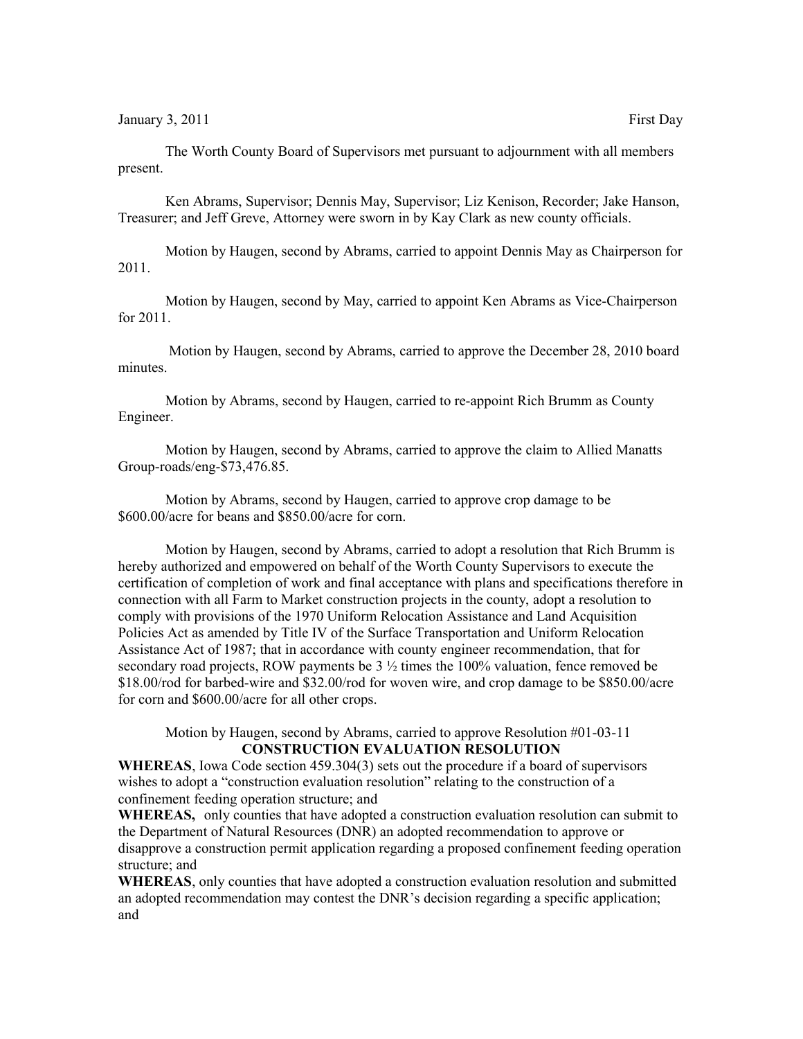January 3, 2011 First Day

The Worth County Board of Supervisors met pursuant to adjournment with all members present.

Ken Abrams, Supervisor; Dennis May, Supervisor; Liz Kenison, Recorder; Jake Hanson, Treasurer; and Jeff Greve, Attorney were sworn in by Kay Clark as new county officials.

Motion by Haugen, second by Abrams, carried to appoint Dennis May as Chairperson for 2011.

Motion by Haugen, second by May, carried to appoint Ken Abrams as Vice-Chairperson for 2011.

Motion by Haugen, second by Abrams, carried to approve the December 28, 2010 board minutes.

Motion by Abrams, second by Haugen, carried to re-appoint Rich Brumm as County Engineer.

Motion by Haugen, second by Abrams, carried to approve the claim to Allied Manatts Group-roads/eng-$73,476.85.

Motion by Abrams, second by Haugen, carried to approve crop damage to be $600.00/acre for beans and $850.00/acre for corn.

Motion by Haugen, second by Abrams, carried to adopt a resolution that Rich Brumm is hereby authorized and empowered on behalf of the Worth County Supervisors to execute the certification of completion of work and final acceptance with plans and specifications therefore in connection with all Farm to Market construction projects in the county, adopt a resolution to comply with provisions of the 1970 Uniform Relocation Assistance and Land Acquisition Policies Act as amended by Title IV of the Surface Transportation and Uniform Relocation Assistance Act of 1987; that in accordance with county engineer recommendation, that for secondary road projects, ROW payments be 3 ½ times the 100% valuation, fence removed be $18.00/rod for barbed-wire and $32.00/rod for woven wire, and crop damage to be $850.00/acre for corn and $600.00/acre for all other crops.

Motion by Haugen, second by Abrams, carried to approve Resolution #01-03-11

**CONSTRUCTION EVALUATION RESOLUTION**

**WHEREAS**, Iowa Code section 459.304(3) sets out the procedure if a board of supervisors wishes to adopt a "construction evaluation resolution" relating to the construction of a confinement feeding operation structure; and

**WHEREAS,** only counties that have adopted a construction evaluation resolution can submit to the Department of Natural Resources (DNR) an adopted recommendation to approve or disapprove a construction permit application regarding a proposed confinement feeding operation structure; and

**WHEREAS**, only counties that have adopted a construction evaluation resolution and submitted an adopted recommendation may contest the DNR's decision regarding a specific application; and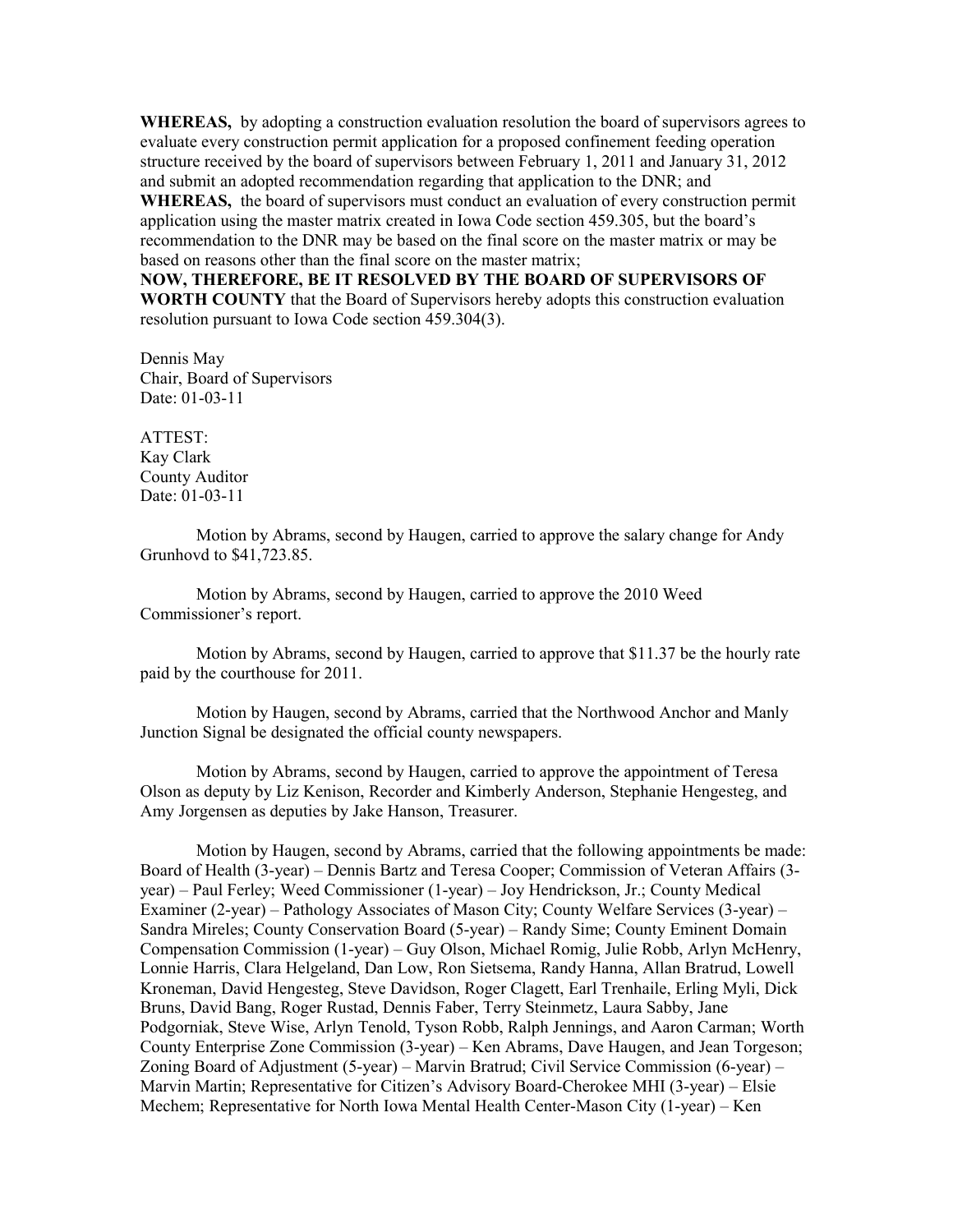**WHEREAS,** by adopting a construction evaluation resolution the board of supervisors agrees to evaluate every construction permit application for a proposed confinement feeding operation structure received by the board of supervisors between February 1, 2011 and January 31, 2012 and submit an adopted recommendation regarding that application to the DNR; and

**WHEREAS,** the board of supervisors must conduct an evaluation of every construction permit application using the master matrix created in Iowa Code section 459.305, but the board's recommendation to the DNR may be based on the final score on the master matrix or may be based on reasons other than the final score on the master matrix;

**NOW, THEREFORE, BE IT RESOLVED BY THE BOARD OF SUPERVISORS OF WORTH COUNTY** that the Board of Supervisors hereby adopts this construction evaluation resolution pursuant to Iowa Code section 459.304(3).

Dennis May
Chair, Board of Supervisors
Date: 01-03-11

ATTEST:
Kay Clark
County Auditor
Date: 01-03-11

Motion by Abrams, second by Haugen, carried to approve the salary change for Andy Grunhovd to $41,723.85.

Motion by Abrams, second by Haugen, carried to approve the 2010 Weed Commissioner's report.

Motion by Abrams, second by Haugen, carried to approve that $11.37 be the hourly rate paid by the courthouse for 2011.

Motion by Haugen, second by Abrams, carried that the Northwood Anchor and Manly Junction Signal be designated the official county newspapers.

Motion by Abrams, second by Haugen, carried to approve the appointment of Teresa Olson as deputy by Liz Kenison, Recorder and Kimberly Anderson, Stephanie Hengesteg, and Amy Jorgensen as deputies by Jake Hanson, Treasurer.

Motion by Haugen, second by Abrams, carried that the following appointments be made: Board of Health (3-year) – Dennis Bartz and Teresa Cooper; Commission of Veteran Affairs (3-year) – Paul Ferley; Weed Commissioner (1-year) – Joy Hendrickson, Jr.; County Medical Examiner (2-year) – Pathology Associates of Mason City; County Welfare Services (3-year) – Sandra Mireles; County Conservation Board (5-year) – Randy Sime; County Eminent Domain Compensation Commission (1-year) – Guy Olson, Michael Romig, Julie Robb, Arlyn McHenry, Lonnie Harris, Clara Helgeland, Dan Low, Ron Sietsema, Randy Hanna, Allan Bratrud, Lowell Kroneman, David Hengesteg, Steve Davidson, Roger Clagett, Earl Trenhaile, Erling Myli, Dick Bruns, David Bang, Roger Rustad, Dennis Faber, Terry Steinmetz, Laura Sabby, Jane Podgorniak, Steve Wise, Arlyn Tenold, Tyson Robb, Ralph Jennings, and Aaron Carman; Worth County Enterprise Zone Commission (3-year) – Ken Abrams, Dave Haugen, and Jean Torgeson; Zoning Board of Adjustment (5-year) – Marvin Bratrud; Civil Service Commission (6-year) – Marvin Martin; Representative for Citizen's Advisory Board-Cherokee MHI (3-year) – Elsie Mechem; Representative for North Iowa Mental Health Center-Mason City (1-year) – Ken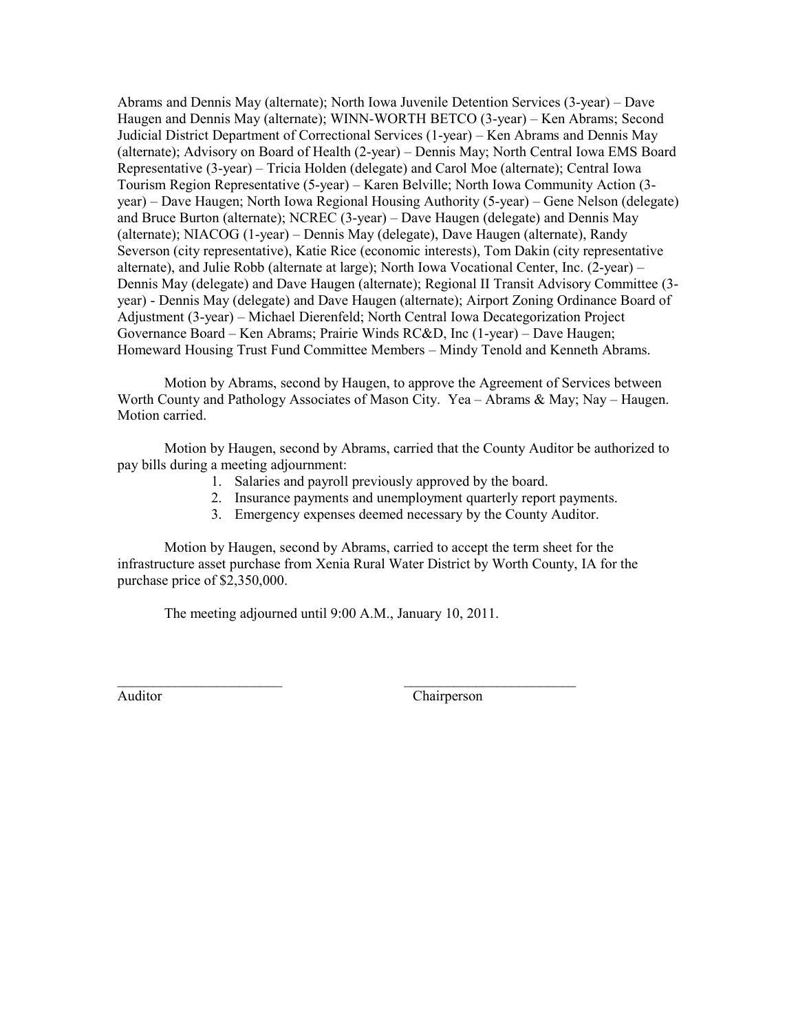Abrams and Dennis May (alternate); North Iowa Juvenile Detention Services (3-year) – Dave Haugen and Dennis May (alternate); WINN-WORTH BETCO (3-year) – Ken Abrams; Second Judicial District Department of Correctional Services (1-year) – Ken Abrams and Dennis May (alternate); Advisory on Board of Health (2-year) – Dennis May; North Central Iowa EMS Board Representative (3-year) – Tricia Holden (delegate) and Carol Moe (alternate); Central Iowa Tourism Region Representative (5-year) – Karen Belville; North Iowa Community Action (3-year) – Dave Haugen; North Iowa Regional Housing Authority (5-year) – Gene Nelson (delegate) and Bruce Burton (alternate); NCREC (3-year) – Dave Haugen (delegate) and Dennis May (alternate); NIACOG (1-year) – Dennis May (delegate), Dave Haugen (alternate), Randy Severson (city representative), Katie Rice (economic interests), Tom Dakin (city representative alternate), and Julie Robb (alternate at large); North Iowa Vocational Center, Inc. (2-year) – Dennis May (delegate) and Dave Haugen (alternate); Regional II Transit Advisory Committee (3-year) - Dennis May (delegate) and Dave Haugen (alternate); Airport Zoning Ordinance Board of Adjustment (3-year) – Michael Dierenfeld; North Central Iowa Decategorization Project Governance Board – Ken Abrams; Prairie Winds RC&D, Inc (1-year) – Dave Haugen; Homeward Housing Trust Fund Committee Members – Mindy Tenold and Kenneth Abrams.

Motion by Abrams, second by Haugen, to approve the Agreement of Services between Worth County and Pathology Associates of Mason City. Yea – Abrams & May; Nay – Haugen. Motion carried.

Motion by Haugen, second by Abrams, carried that the County Auditor be authorized to pay bills during a meeting adjournment:

1. Salaries and payroll previously approved by the board.
2. Insurance payments and unemployment quarterly report payments.
3. Emergency expenses deemed necessary by the County Auditor.

Motion by Haugen, second by Abrams, carried to accept the term sheet for the infrastructure asset purchase from Xenia Rural Water District by Worth County, IA for the purchase price of $2,350,000.

The meeting adjourned until 9:00 A.M., January 10, 2011.

\_\_\_\_\_\_\_\_\_\_\_\_\_\_\_\_\_\_\_\_\_\_\_ \_\_\_\_\_\_\_\_\_\_\_\_\_\_\_\_\_\_\_\_\_\_\_\_

Auditor Chairperson